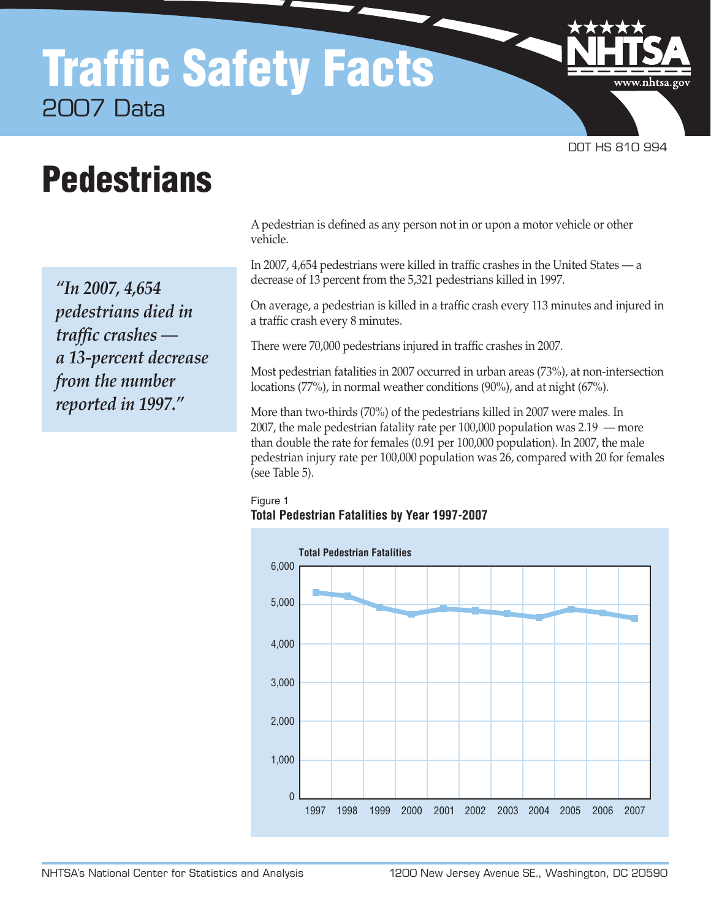# Traffic Safety Facts

2007 Data

DOT HS 810 994

# Pedestrians

> *"In 2007, 4,654 pedestrians died in traffic crashes — a 13-percent decrease from the number reported in 1997."*

A pedestrian is defined as any person not in or upon a motor vehicle or other vehicle.

In 2007, 4,654 pedestrians were killed in traffic crashes in the United States — a decrease of 13 percent from the 5,321 pedestrians killed in 1997.

On average, a pedestrian is killed in a traffic crash every 113 minutes and injured in a traffic crash every 8 minutes.

There were 70,000 pedestrians injured in traffic crashes in 2007.

Most pedestrian fatalities in 2007 occurred in urban areas (73%), at non-intersection locations (77%), in normal weather conditions (90%), and at night (67%).

More than two-thirds (70%) of the pedestrians killed in 2007 were males. In 2007, the male pedestrian fatality rate per 100,000 population was 2.19 — more than double the rate for females (0.91 per 100,000 population). In 2007, the male pedestrian injury rate per 100,000 population was 26, compared with 20 for females (see Table 5).

Figure 1
**Total Pedestrian Fatalities by Year 1997-2007**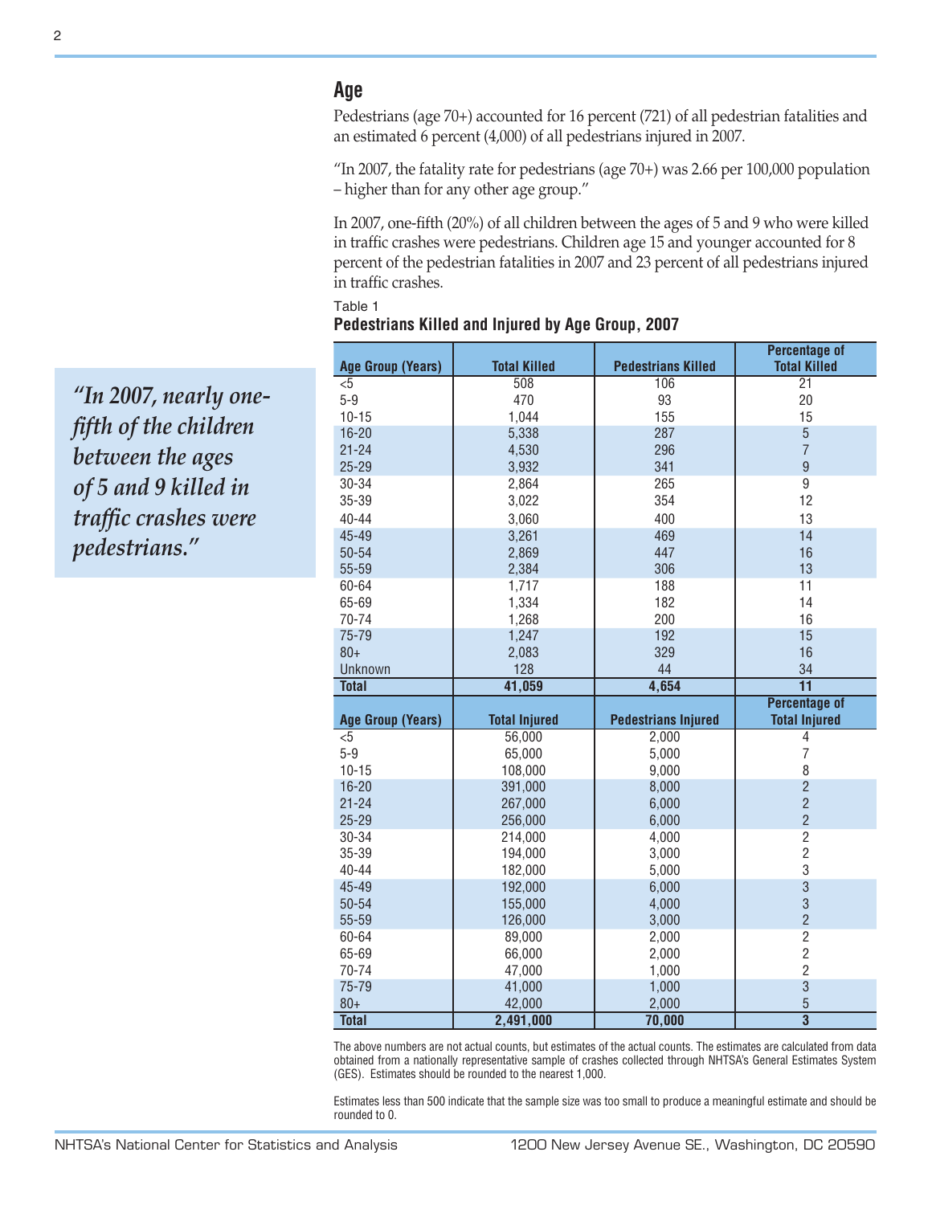## Age

Pedestrians (age 70+) accounted for 16 percent (721) of all pedestrian fatalities and an estimated 6 percent (4,000) of all pedestrians injured in 2007.

"In 2007, the fatality rate for pedestrians (age 70+) was 2.66 per 100,000 population – higher than for any other age group."

In 2007, one-fifth (20%) of all children between the ages of 5 and 9 who were killed in traffic crashes were pedestrians. Children age 15 and younger accounted for 8 percent of the pedestrian fatalities in 2007 and 23 percent of all pedestrians injured in traffic crashes.

*"In 2007, nearly one-fifth of the children between the ages of 5 and 9 killed in traffic crashes were pedestrians."*

Table 1

**Pedestrians Killed and Injured by Age Group, 2007**

| Age Group (Years) | Total Killed | Pedestrians Killed | Percentage of Total Killed |
|---|---|---|---|
| <5 | 508 | 106 | 21 |
| 5-9 | 470 | 93 | 20 |
| 10-15 | 1,044 | 155 | 15 |
| 16-20 | 5,338 | 287 | 5 |
| 21-24 | 4,530 | 296 | 7 |
| 25-29 | 3,932 | 341 | 9 |
| 30-34 | 2,864 | 265 | 9 |
| 35-39 | 3,022 | 354 | 12 |
| 40-44 | 3,060 | 400 | 13 |
| 45-49 | 3,261 | 469 | 14 |
| 50-54 | 2,869 | 447 | 16 |
| 55-59 | 2,384 | 306 | 13 |
| 60-64 | 1,717 | 188 | 11 |
| 65-69 | 1,334 | 182 | 14 |
| 70-74 | 1,268 | 200 | 16 |
| 75-79 | 1,247 | 192 | 15 |
| 80+ | 2,083 | 329 | 16 |
| Unknown | 128 | 44 | 34 |
| **Total** | **41,059** | **4,654** | **11** |
| **Age Group (Years)** | **Total Injured** | **Pedestrians Injured** | **Percentage of Total Injured** |
| <5 | 56,000 | 2,000 | 4 |
| 5-9 | 65,000 | 5,000 | 7 |
| 10-15 | 108,000 | 9,000 | 8 |
| 16-20 | 391,000 | 8,000 | 2 |
| 21-24 | 267,000 | 6,000 | 2 |
| 25-29 | 256,000 | 6,000 | 2 |
| 30-34 | 214,000 | 4,000 | 2 |
| 35-39 | 194,000 | 3,000 | 2 |
| 40-44 | 182,000 | 5,000 | 3 |
| 45-49 | 192,000 | 6,000 | 3 |
| 50-54 | 155,000 | 4,000 | 3 |
| 55-59 | 126,000 | 3,000 | 2 |
| 60-64 | 89,000 | 2,000 | 2 |
| 65-69 | 66,000 | 2,000 | 2 |
| 70-74 | 47,000 | 1,000 | 2 |
| 75-79 | 41,000 | 1,000 | 3 |
| 80+ | 42,000 | 2,000 | 5 |
| **Total** | **2,491,000** | **70,000** | **3** |

The above numbers are not actual counts, but estimates of the actual counts. The estimates are calculated from data obtained from a nationally representative sample of crashes collected through NHTSA's General Estimates System (GES). Estimates should be rounded to the nearest 1,000.

Estimates less than 500 indicate that the sample size was too small to produce a meaningful estimate and should be rounded to 0.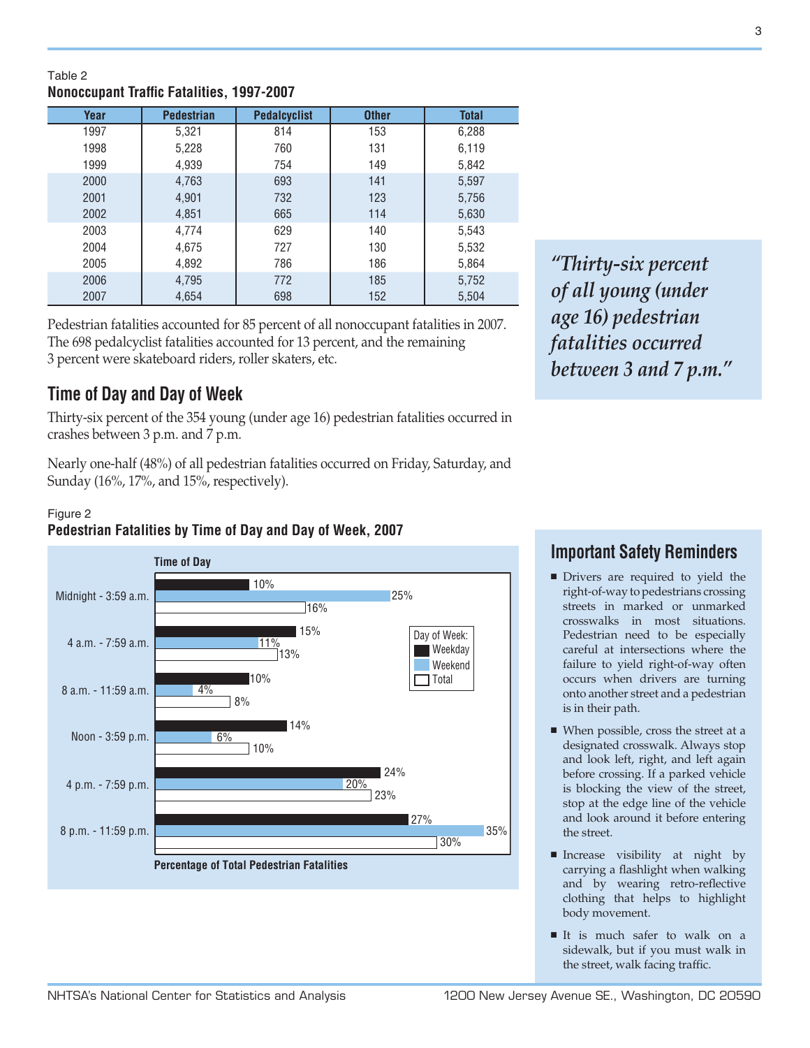Table 2
**Nonoccupant Traffic Fatalities, 1997-2007**

| Year | Pedestrian | Pedalcyclist | Other | Total |
|---|---|---|---|---|
| 1997 | 5,321 | 814 | 153 | 6,288 |
| 1998 | 5,228 | 760 | 131 | 6,119 |
| 1999 | 4,939 | 754 | 149 | 5,842 |
| 2000 | 4,763 | 693 | 141 | 5,597 |
| 2001 | 4,901 | 732 | 123 | 5,756 |
| 2002 | 4,851 | 665 | 114 | 5,630 |
| 2003 | 4,774 | 629 | 140 | 5,543 |
| 2004 | 4,675 | 727 | 130 | 5,532 |
| 2005 | 4,892 | 786 | 186 | 5,864 |
| 2006 | 4,795 | 772 | 185 | 5,752 |
| 2007 | 4,654 | 698 | 152 | 5,504 |

Pedestrian fatalities accounted for 85 percent of all nonoccupant fatalities in 2007. The 698 pedalcyclist fatalities accounted for 13 percent, and the remaining 3 percent were skateboard riders, roller skaters, etc.

*"Thirty-six percent of all young (under age 16) pedestrian fatalities occurred between 3 and 7 p.m."*

## Time of Day and Day of Week

Thirty-six percent of the 354 young (under age 16) pedestrian fatalities occurred in crashes between 3 p.m. and 7 p.m.

Nearly one-half (48%) of all pedestrian fatalities occurred on Friday, Saturday, and Sunday (16%, 17%, and 15%, respectively).

Figure 2
**Pedestrian Fatalities by Time of Day and Day of Week, 2007**

Percentage of Total Pedestrian Fatalities

| Time of Day | Weekday | Weekend | Total |
|---|---|---|---|
| Midnight - 3:59 a.m. | 10% | 25% | 16% |
| 4 a.m. - 7:59 a.m. | 15% | 11% | 13% |
| 8 a.m. - 11:59 a.m. | 10% | 4% | 8% |
| Noon - 3:59 p.m. | 14% | 6% | 10% |
| 4 p.m. - 7:59 p.m. | 24% | 20% | 23% |
| 8 p.m. - 11:59 p.m. | 27% | 35% | 30% |

## Important Safety Reminders

- Drivers are required to yield the right-of-way to pedestrians crossing streets in marked or unmarked crosswalks in most situations. Pedestrian need to be especially careful at intersections where the failure to yield right-of-way often occurs when drivers are turning onto another street and a pedestrian is in their path.
- When possible, cross the street at a designated crosswalk. Always stop and look left, right, and left again before crossing. If a parked vehicle is blocking the view of the street, stop at the edge line of the vehicle and look around it before entering the street.
- Increase visibility at night by carrying a flashlight when walking and by wearing retro-reflective clothing that helps to highlight body movement.
- It is much safer to walk on a sidewalk, but if you must walk in the street, walk facing traffic.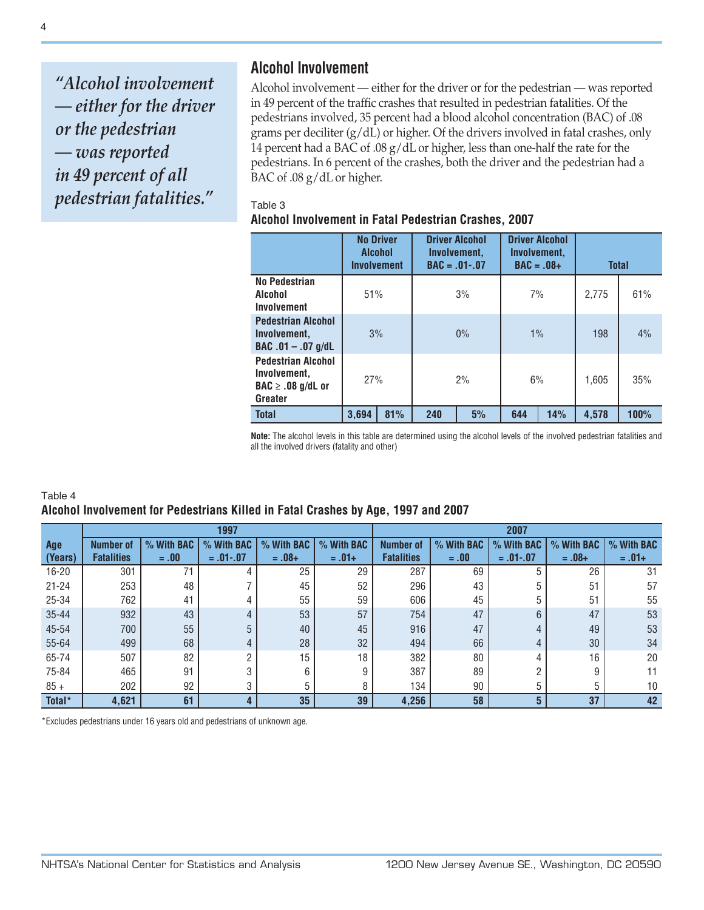> *"Alcohol involvement — either for the driver or the pedestrian — was reported in 49 percent of all pedestrian fatalities."*

## Alcohol Involvement

Alcohol involvement — either for the driver or for the pedestrian — was reported in 49 percent of the traffic crashes that resulted in pedestrian fatalities. Of the pedestrians involved, 35 percent had a blood alcohol concentration (BAC) of .08 grams per deciliter (g/dL) or higher. Of the drivers involved in fatal crashes, only 14 percent had a BAC of .08 g/dL or higher, less than one-half the rate for the pedestrians. In 6 percent of the crashes, both the driver and the pedestrian had a BAC of .08 g/dL or higher.

Table 3

**Alcohol Involvement in Fatal Pedestrian Crashes, 2007**

| | No Driver Alcohol Involvement | | Driver Alcohol Involvement, BAC = .01-.07 | | Driver Alcohol Involvement, BAC = .08+ | | Total | |
|---|---|---|---|---|---|---|---|---|
| **No Pedestrian Alcohol Involvement** | 51% | | 3% | | 7% | | 2,775 | 61% |
| **Pedestrian Alcohol Involvement, BAC .01 – .07 g/dL** | 3% | | 0% | | 1% | | 198 | 4% |
| **Pedestrian Alcohol Involvement, BAC ≥ .08 g/dL or Greater** | 27% | | 2% | | 6% | | 1,605 | 35% |
| **Total** | **3,694** | **81%** | **240** | **5%** | **644** | **14%** | **4,578** | **100%** |

**Note:** The alcohol levels in this table are determined using the alcohol levels of the involved pedestrian fatalities and all the involved drivers (fatality and other)

Table 4

**Alcohol Involvement for Pedestrians Killed in Fatal Crashes by Age, 1997 and 2007**

| | 1997 | | | | | 2007 | | | | |
|---|---|---|---|---|---|---|---|---|---|---|
| **Age (Years)** | **Number of Fatalities** | **% With BAC = .00** | **% With BAC = .01-.07** | **% With BAC = .08+** | **% With BAC = .01+** | **Number of Fatalities** | **% With BAC = .00** | **% With BAC = .01-.07** | **% With BAC = .08+** | **% With BAC = .01+** |
| 16-20 | 301 | 71 | 4 | 25 | 29 | 287 | 69 | 5 | 26 | 31 |
| 21-24 | 253 | 48 | 7 | 45 | 52 | 296 | 43 | 5 | 51 | 57 |
| 25-34 | 762 | 41 | 4 | 55 | 59 | 606 | 45 | 5 | 51 | 55 |
| 35-44 | 932 | 43 | 4 | 53 | 57 | 754 | 47 | 6 | 47 | 53 |
| 45-54 | 700 | 55 | 5 | 40 | 45 | 916 | 47 | 4 | 49 | 53 |
| 55-64 | 499 | 68 | 4 | 28 | 32 | 494 | 66 | 4 | 30 | 34 |
| 65-74 | 507 | 82 | 2 | 15 | 18 | 382 | 80 | 4 | 16 | 20 |
| 75-84 | 465 | 91 | 3 | 6 | 9 | 387 | 89 | 2 | 9 | 11 |
| 85 + | 202 | 92 | 3 | 5 | 8 | 134 | 90 | 5 | 5 | 10 |
| **Total*** | **4,621** | **61** | **4** | **35** | **39** | **4,256** | **58** | **5** | **37** | **42** |

*Excludes pedestrians under 16 years old and pedestrians of unknown age.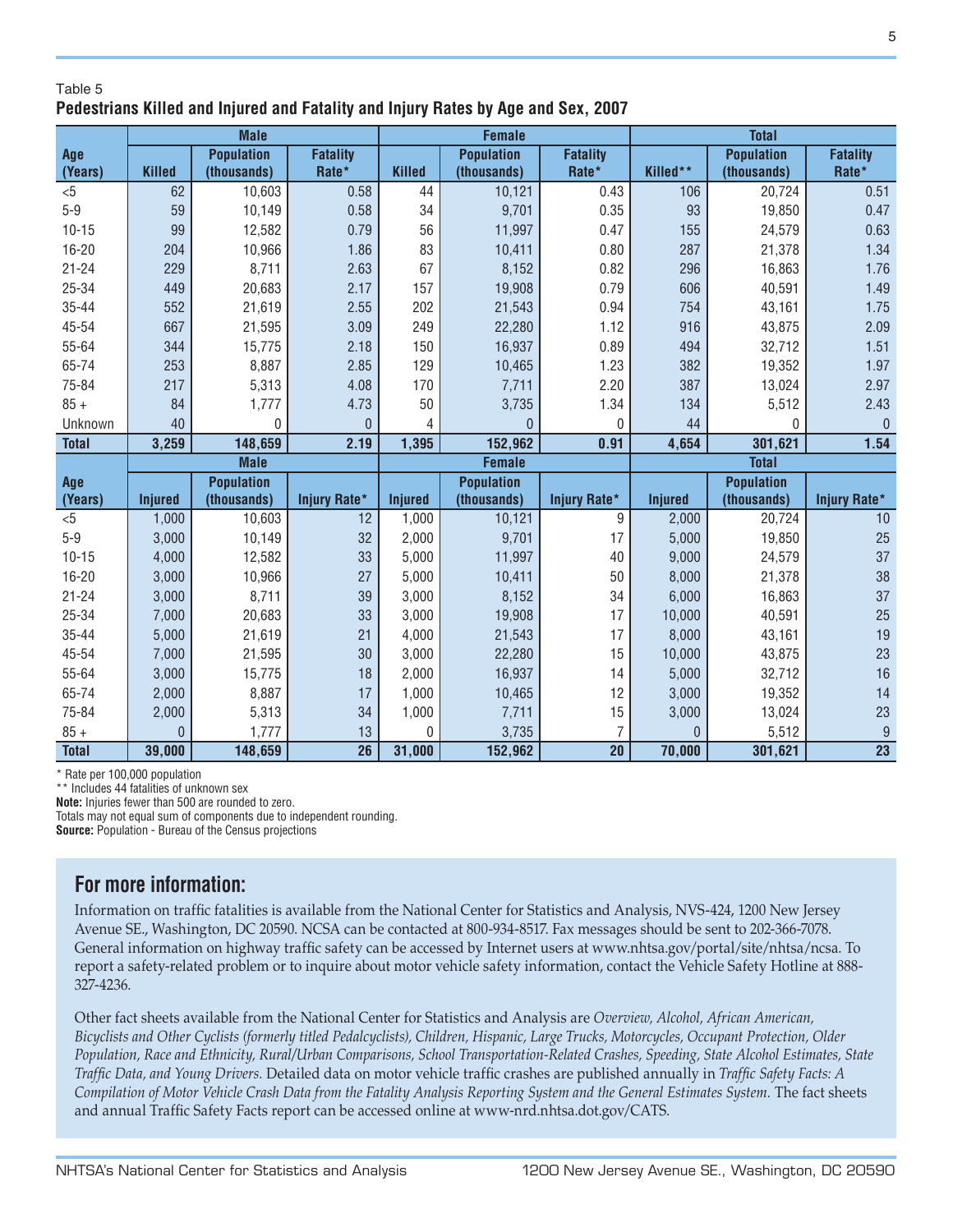Table 5

**Pedestrians Killed and Injured and Fatality and Injury Rates by Age and Sex, 2007**

| Age (Years) | Male | | | Female | | | Total | | |
|---|---|---|---|---|---|---|---|---|---|
| | Killed | Population (thousands) | Fatality Rate* | Killed | Population (thousands) | Fatality Rate* | Killed** | Population (thousands) | Fatality Rate* |
| <5 | 62 | 10,603 | 0.58 | 44 | 10,121 | 0.43 | 106 | 20,724 | 0.51 |
| 5-9 | 59 | 10,149 | 0.58 | 34 | 9,701 | 0.35 | 93 | 19,850 | 0.47 |
| 10-15 | 99 | 12,582 | 0.79 | 56 | 11,997 | 0.47 | 155 | 24,579 | 0.63 |
| 16-20 | 204 | 10,966 | 1.86 | 83 | 10,411 | 0.80 | 287 | 21,378 | 1.34 |
| 21-24 | 229 | 8,711 | 2.63 | 67 | 8,152 | 0.82 | 296 | 16,863 | 1.76 |
| 25-34 | 449 | 20,683 | 2.17 | 157 | 19,908 | 0.79 | 606 | 40,591 | 1.49 |
| 35-44 | 552 | 21,619 | 2.55 | 202 | 21,543 | 0.94 | 754 | 43,161 | 1.75 |
| 45-54 | 667 | 21,595 | 3.09 | 249 | 22,280 | 1.12 | 916 | 43,875 | 2.09 |
| 55-64 | 344 | 15,775 | 2.18 | 150 | 16,937 | 0.89 | 494 | 32,712 | 1.51 |
| 65-74 | 253 | 8,887 | 2.85 | 129 | 10,465 | 1.23 | 382 | 19,352 | 1.97 |
| 75-84 | 217 | 5,313 | 4.08 | 170 | 7,711 | 2.20 | 387 | 13,024 | 2.97 |
| 85 + | 84 | 1,777 | 4.73 | 50 | 3,735 | 1.34 | 134 | 5,512 | 2.43 |
| Unknown | 40 | 0 | 0 | 4 | 0 | 0 | 44 | 0 | 0 |
| **Total** | **3,259** | **148,659** | **2.19** | **1,395** | **152,962** | **0.91** | **4,654** | **301,621** | **1.54** |
| | **Male** | | | **Female** | | | **Total** | | |
| **Age (Years)** | **Injured** | **Population (thousands)** | **Injury Rate*** | **Injured** | **Population (thousands)** | **Injury Rate*** | **Injured** | **Population (thousands)** | **Injury Rate*** |
| <5 | 1,000 | 10,603 | 12 | 1,000 | 10,121 | 9 | 2,000 | 20,724 | 10 |
| 5-9 | 3,000 | 10,149 | 32 | 2,000 | 9,701 | 17 | 5,000 | 19,850 | 25 |
| 10-15 | 4,000 | 12,582 | 33 | 5,000 | 11,997 | 40 | 9,000 | 24,579 | 37 |
| 16-20 | 3,000 | 10,966 | 27 | 5,000 | 10,411 | 50 | 8,000 | 21,378 | 38 |
| 21-24 | 3,000 | 8,711 | 39 | 3,000 | 8,152 | 34 | 6,000 | 16,863 | 37 |
| 25-34 | 7,000 | 20,683 | 33 | 3,000 | 19,908 | 17 | 10,000 | 40,591 | 25 |
| 35-44 | 5,000 | 21,619 | 21 | 4,000 | 21,543 | 17 | 8,000 | 43,161 | 19 |
| 45-54 | 7,000 | 21,595 | 30 | 3,000 | 22,280 | 15 | 10,000 | 43,875 | 23 |
| 55-64 | 3,000 | 15,775 | 18 | 2,000 | 16,937 | 14 | 5,000 | 32,712 | 16 |
| 65-74 | 2,000 | 8,887 | 17 | 1,000 | 10,465 | 12 | 3,000 | 19,352 | 14 |
| 75-84 | 2,000 | 5,313 | 34 | 1,000 | 7,711 | 15 | 3,000 | 13,024 | 23 |
| 85 + | 0 | 1,777 | 13 | 0 | 3,735 | 7 | 0 | 5,512 | 9 |
| **Total** | **39,000** | **148,659** | **26** | **31,000** | **152,962** | **20** | **70,000** | **301,621** | **23** |

* Rate per 100,000 population
** Includes 44 fatalities of unknown sex
**Note:** Injuries fewer than 500 are rounded to zero.
Totals may not equal sum of components due to independent rounding.
**Source:** Population - Bureau of the Census projections

## For more information:

Information on traffic fatalities is available from the National Center for Statistics and Analysis, NVS-424, 1200 New Jersey Avenue SE., Washington, DC 20590. NCSA can be contacted at 800-934-8517. Fax messages should be sent to 202-366-7078. General information on highway traffic safety can be accessed by Internet users at www.nhtsa.gov/portal/site/nhtsa/ncsa. To report a safety-related problem or to inquire about motor vehicle safety information, contact the Vehicle Safety Hotline at 888-327-4236.

Other fact sheets available from the National Center for Statistics and Analysis are *Overview, Alcohol, African American, Bicyclists and Other Cyclists (formerly titled Pedalcyclists), Children, Hispanic, Large Trucks, Motorcycles, Occupant Protection, Older Population, Race and Ethnicity, Rural/Urban Comparisons, School Transportation-Related Crashes, Speeding, State Alcohol Estimates, State Traffic Data, and Young Drivers.* Detailed data on motor vehicle traffic crashes are published annually in *Traffic Safety Facts: A Compilation of Motor Vehicle Crash Data from the Fatality Analysis Reporting System and the General Estimates System.* The fact sheets and annual Traffic Safety Facts report can be accessed online at www-nrd.nhtsa.dot.gov/CATS.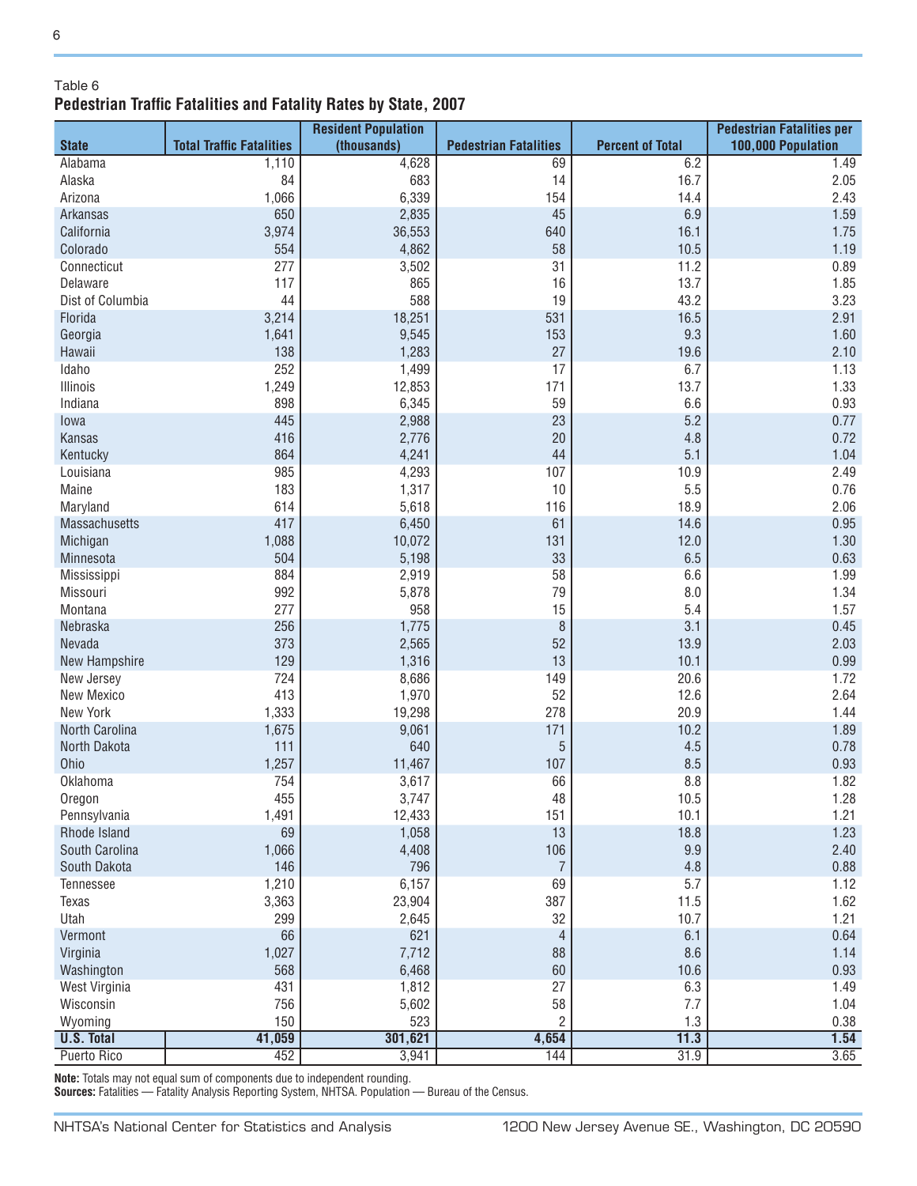Table 6

**Pedestrian Traffic Fatalities and Fatality Rates by State, 2007**

| State | Total Traffic Fatalities | Resident Population (thousands) | Pedestrian Fatalities | Percent of Total | Pedestrian Fatalities per 100,000 Population |
|---|---|---|---|---|---|
| Alabama | 1,110 | 4,628 | 69 | 6.2 | 1.49 |
| Alaska | 84 | 683 | 14 | 16.7 | 2.05 |
| Arizona | 1,066 | 6,339 | 154 | 14.4 | 2.43 |
| Arkansas | 650 | 2,835 | 45 | 6.9 | 1.59 |
| California | 3,974 | 36,553 | 640 | 16.1 | 1.75 |
| Colorado | 554 | 4,862 | 58 | 10.5 | 1.19 |
| Connecticut | 277 | 3,502 | 31 | 11.2 | 0.89 |
| Delaware | 117 | 865 | 16 | 13.7 | 1.85 |
| Dist of Columbia | 44 | 588 | 19 | 43.2 | 3.23 |
| Florida | 3,214 | 18,251 | 531 | 16.5 | 2.91 |
| Georgia | 1,641 | 9,545 | 153 | 9.3 | 1.60 |
| Hawaii | 138 | 1,283 | 27 | 19.6 | 2.10 |
| Idaho | 252 | 1,499 | 17 | 6.7 | 1.13 |
| Illinois | 1,249 | 12,853 | 171 | 13.7 | 1.33 |
| Indiana | 898 | 6,345 | 59 | 6.6 | 0.93 |
| Iowa | 445 | 2,988 | 23 | 5.2 | 0.77 |
| Kansas | 416 | 2,776 | 20 | 4.8 | 0.72 |
| Kentucky | 864 | 4,241 | 44 | 5.1 | 1.04 |
| Louisiana | 985 | 4,293 | 107 | 10.9 | 2.49 |
| Maine | 183 | 1,317 | 10 | 5.5 | 0.76 |
| Maryland | 614 | 5,618 | 116 | 18.9 | 2.06 |
| Massachusetts | 417 | 6,450 | 61 | 14.6 | 0.95 |
| Michigan | 1,088 | 10,072 | 131 | 12.0 | 1.30 |
| Minnesota | 504 | 5,198 | 33 | 6.5 | 0.63 |
| Mississippi | 884 | 2,919 | 58 | 6.6 | 1.99 |
| Missouri | 992 | 5,878 | 79 | 8.0 | 1.34 |
| Montana | 277 | 958 | 15 | 5.4 | 1.57 |
| Nebraska | 256 | 1,775 | 8 | 3.1 | 0.45 |
| Nevada | 373 | 2,565 | 52 | 13.9 | 2.03 |
| New Hampshire | 129 | 1,316 | 13 | 10.1 | 0.99 |
| New Jersey | 724 | 8,686 | 149 | 20.6 | 1.72 |
| New Mexico | 413 | 1,970 | 52 | 12.6 | 2.64 |
| New York | 1,333 | 19,298 | 278 | 20.9 | 1.44 |
| North Carolina | 1,675 | 9,061 | 171 | 10.2 | 1.89 |
| North Dakota | 111 | 640 | 5 | 4.5 | 0.78 |
| Ohio | 1,257 | 11,467 | 107 | 8.5 | 0.93 |
| Oklahoma | 754 | 3,617 | 66 | 8.8 | 1.82 |
| Oregon | 455 | 3,747 | 48 | 10.5 | 1.28 |
| Pennsylvania | 1,491 | 12,433 | 151 | 10.1 | 1.21 |
| Rhode Island | 69 | 1,058 | 13 | 18.8 | 1.23 |
| South Carolina | 1,066 | 4,408 | 106 | 9.9 | 2.40 |
| South Dakota | 146 | 796 | 7 | 4.8 | 0.88 |
| Tennessee | 1,210 | 6,157 | 69 | 5.7 | 1.12 |
| Texas | 3,363 | 23,904 | 387 | 11.5 | 1.62 |
| Utah | 299 | 2,645 | 32 | 10.7 | 1.21 |
| Vermont | 66 | 621 | 4 | 6.1 | 0.64 |
| Virginia | 1,027 | 7,712 | 88 | 8.6 | 1.14 |
| Washington | 568 | 6,468 | 60 | 10.6 | 0.93 |
| West Virginia | 431 | 1,812 | 27 | 6.3 | 1.49 |
| Wisconsin | 756 | 5,602 | 58 | 7.7 | 1.04 |
| Wyoming | 150 | 523 | 2 | 1.3 | 0.38 |
| **U.S. Total** | **41,059** | **301,621** | **4,654** | **11.3** | **1.54** |
| Puerto Rico | 452 | 3,941 | 144 | 31.9 | 3.65 |

**Note:** Totals may not equal sum of components due to independent rounding.
**Sources:** Fatalities — Fatality Analysis Reporting System, NHTSA. Population — Bureau of the Census.